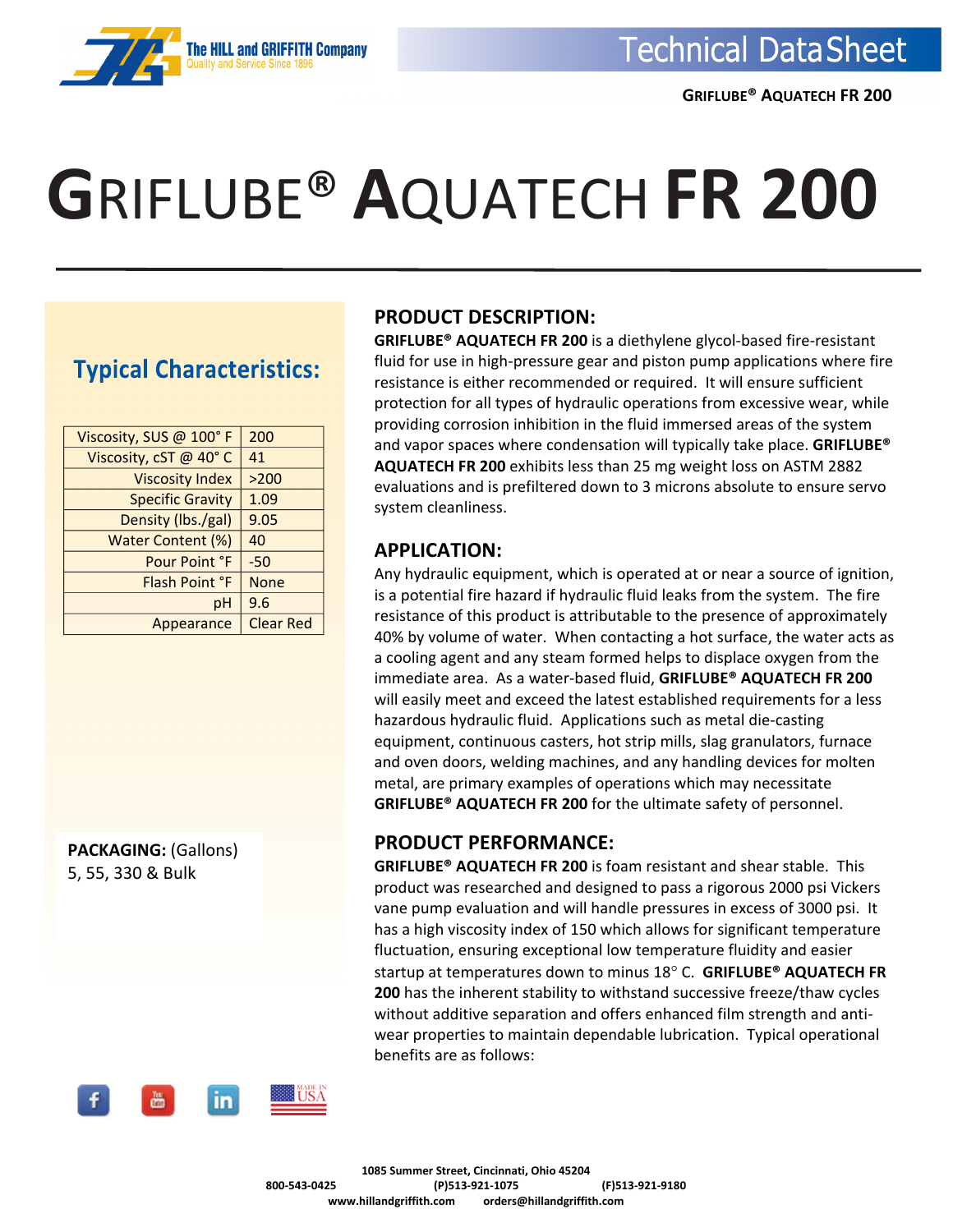# GRIFLUBE® AQUATECH FR 200

## Typical Characteristics:

| Property | Value |
|---|---|
| Viscosity, SUS @ 100° F | 200 |
| Viscosity, cST @ 40° C | 41 |
| Viscosity Index | >200 |
| Specific Gravity | 1.09 |
| Density (lbs./gal) | 9.05 |
| Water Content (%) | 40 |
| Pour Point °F | -50 |
| Flash Point °F | None |
| pH | 9.6 |
| Appearance | Clear Red |

**PACKAGING:** (Gallons)
5, 55, 330 & Bulk

## PRODUCT DESCRIPTION:

**GRIFLUBE® AQUATECH FR 200** is a diethylene glycol-based fire-resistant fluid for use in high-pressure gear and piston pump applications where fire resistance is either recommended or required. It will ensure sufficient protection for all types of hydraulic operations from excessive wear, while providing corrosion inhibition in the fluid immersed areas of the system and vapor spaces where condensation will typically take place. **GRIFLUBE® AQUATECH FR 200** exhibits less than 25 mg weight loss on ASTM 2882 evaluations and is prefiltered down to 3 microns absolute to ensure servo system cleanliness.

## APPLICATION:

Any hydraulic equipment, which is operated at or near a source of ignition, is a potential fire hazard if hydraulic fluid leaks from the system. The fire resistance of this product is attributable to the presence of approximately 40% by volume of water. When contacting a hot surface, the water acts as a cooling agent and any steam formed helps to displace oxygen from the immediate area. As a water-based fluid, **GRIFLUBE® AQUATECH FR 200** will easily meet and exceed the latest established requirements for a less hazardous hydraulic fluid. Applications such as metal die-casting equipment, continuous casters, hot strip mills, slag granulators, furnace and oven doors, welding machines, and any handling devices for molten metal, are primary examples of operations which may necessitate **GRIFLUBE® AQUATECH FR 200** for the ultimate safety of personnel.

## PRODUCT PERFORMANCE:

**GRIFLUBE® AQUATECH FR 200** is foam resistant and shear stable. This product was researched and designed to pass a rigorous 2000 psi Vickers vane pump evaluation and will handle pressures in excess of 3000 psi. It has a high viscosity index of 150 which allows for significant temperature fluctuation, ensuring exceptional low temperature fluidity and easier startup at temperatures down to minus 18° C. **GRIFLUBE® AQUATECH FR 200** has the inherent stability to withstand successive freeze/thaw cycles without additive separation and offers enhanced film strength and anti-wear properties to maintain dependable lubrication. Typical operational benefits are as follows:

1085 Summer Street, Cincinnati, Ohio 45204
800-543-0425 (P)513-921-1075 (F)513-921-9180
www.hillandgriffith.com orders@hillandgriffith.com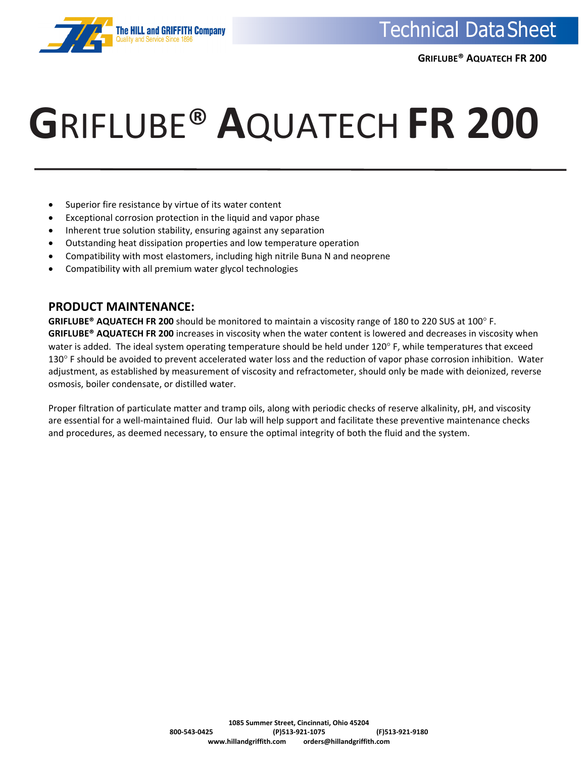# GRIFLUBE® AQUATECH FR 200

- Superior fire resistance by virtue of its water content
- Exceptional corrosion protection in the liquid and vapor phase
- Inherent true solution stability, ensuring against any separation
- Outstanding heat dissipation properties and low temperature operation
- Compatibility with most elastomers, including high nitrile Buna N and neoprene
- Compatibility with all premium water glycol technologies

## PRODUCT MAINTENANCE:

**GRIFLUBE® AQUATECH FR 200** should be monitored to maintain a viscosity range of 180 to 220 SUS at 100° F. **GRIFLUBE® AQUATECH FR 200** increases in viscosity when the water content is lowered and decreases in viscosity when water is added. The ideal system operating temperature should be held under 120° F, while temperatures that exceed 130° F should be avoided to prevent accelerated water loss and the reduction of vapor phase corrosion inhibition. Water adjustment, as established by measurement of viscosity and refractometer, should only be made with deionized, reverse osmosis, boiler condensate, or distilled water.

Proper filtration of particulate matter and tramp oils, along with periodic checks of reserve alkalinity, pH, and viscosity are essential for a well-maintained fluid. Our lab will help support and facilitate these preventive maintenance checks and procedures, as deemed necessary, to ensure the optimal integrity of both the fluid and the system.